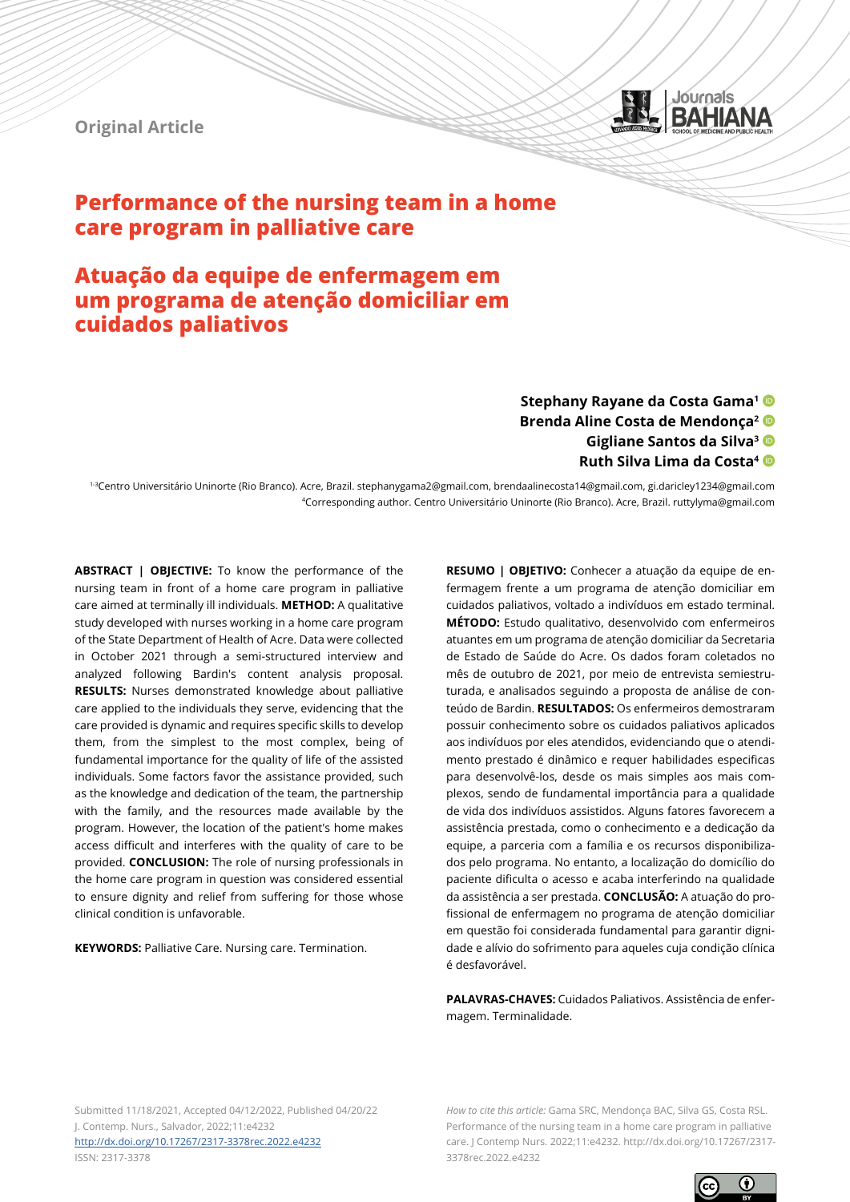Original Article

# Performance of the nursing team in a home care program in palliative care

# Atuação da equipe de enfermagem em um programa de atenção domiciliar em cuidados paliativos

**Stephany Rayane da Costa Gama[1]**
**Brenda Aline Costa de Mendonça[2]**
**Gigliane Santos da Silva[3]**
**Ruth Silva Lima da Costa[4]**

[1-3]Centro Universitário Uninorte (Rio Branco). Acre, Brazil. stephanygama2@gmail.com, brendaalinecosta14@gmail.com, gi.daricley1234@gmail.com
[4]Corresponding author. Centro Universitário Uninorte (Rio Branco). Acre, Brazil. ruttylyma@gmail.com

**ABSTRACT | OBJECTIVE:** To know the performance of the nursing team in front of a home care program in palliative care aimed at terminally ill individuals. **METHOD:** A qualitative study developed with nurses working in a home care program of the State Department of Health of Acre. Data were collected in October 2021 through a semi-structured interview and analyzed following Bardin's content analysis proposal. **RESULTS:** Nurses demonstrated knowledge about palliative care applied to the individuals they serve, evidencing that the care provided is dynamic and requires specific skills to develop them, from the simplest to the most complex, being of fundamental importance for the quality of life of the assisted individuals. Some factors favor the assistance provided, such as the knowledge and dedication of the team, the partnership with the family, and the resources made available by the program. However, the location of the patient's home makes access difficult and interferes with the quality of care to be provided. **CONCLUSION:** The role of nursing professionals in the home care program in question was considered essential to ensure dignity and relief from suffering for those whose clinical condition is unfavorable.

**KEYWORDS:** Palliative Care. Nursing care. Termination.

**RESUMO | OBJETIVO:** Conhecer a atuação da equipe de enfermagem frente a um programa de atenção domiciliar em cuidados paliativos, voltado a indivíduos em estado terminal. **MÉTODO:** Estudo qualitativo, desenvolvido com enfermeiros atuantes em um programa de atenção domiciliar da Secretaria de Estado de Saúde do Acre. Os dados foram coletados no mês de outubro de 2021, por meio de entrevista semiestruturada, e analisados seguindo a proposta de análise de conteúdo de Bardin. **RESULTADOS:** Os enfermeiros demostraram possuir conhecimento sobre os cuidados paliativos aplicados aos indivíduos por eles atendidos, evidenciando que o atendimento prestado é dinâmico e requer habilidades especificas para desenvolvê-los, desde os mais simples aos mais complexos, sendo de fundamental importância para a qualidade de vida dos indivíduos assistidos. Alguns fatores favorecem a assistência prestada, como o conhecimento e a dedicação da equipe, a parceria com a família e os recursos disponibilizados pelo programa. No entanto, a localização do domicílio do paciente dificulta o acesso e acaba interferindo na qualidade da assistência a ser prestada. **CONCLUSÃO:** A atuação do profissional de enfermagem no programa de atenção domiciliar em questão foi considerada fundamental para garantir dignidade e alívio do sofrimento para aqueles cuja condição clínica é desfavorável.

**PALAVRAS-CHAVES:** Cuidados Paliativos. Assistência de enfermagem. Terminalidade.

Submitted 11/18/2021, Accepted 04/12/2022, Published 04/20/22
J. Contemp. Nurs., Salvador, 2022;11:e4232
http://dx.doi.org/10.17267/2317-3378rec.2022.e4232
ISSN: 2317-3378

*How to cite this article:* Gama SRC, Mendonça BAC, Silva GS, Costa RSL. Performance of the nursing team in a home care program in palliative care. J Contemp Nurs. 2022;11:e4232. http://dx.doi.org/10.17267/2317-3378rec.2022.e4232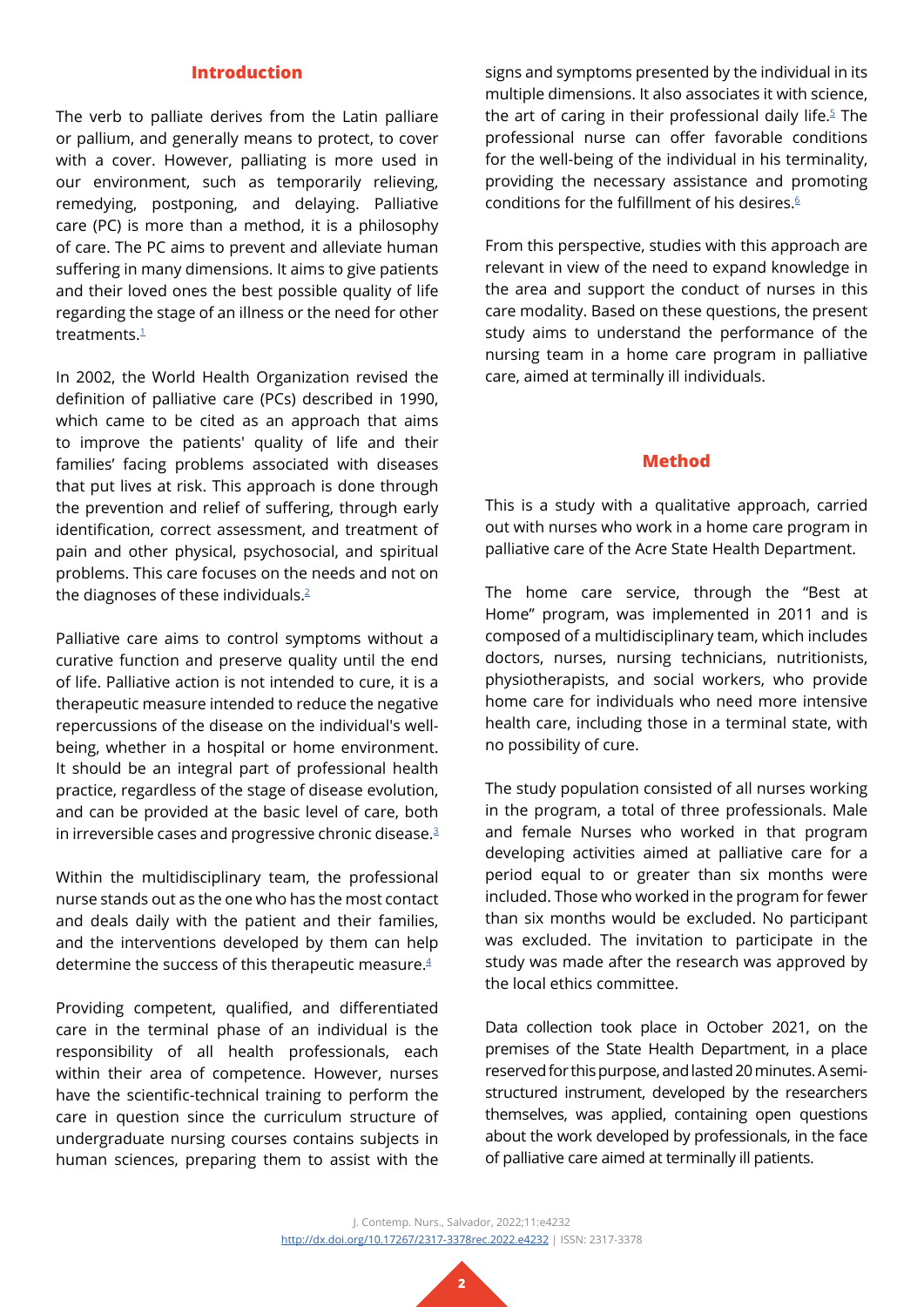## Introduction

The verb to palliate derives from the Latin palliare or pallium, and generally means to protect, to cover with a cover. However, palliating is more used in our environment, such as temporarily relieving, remedying, postponing, and delaying. Palliative care (PC) is more than a method, it is a philosophy of care. The PC aims to prevent and alleviate human suffering in many dimensions. It aims to give patients and their loved ones the best possible quality of life regarding the stage of an illness or the need for other treatments.[1]

In 2002, the World Health Organization revised the definition of palliative care (PCs) described in 1990, which came to be cited as an approach that aims to improve the patients' quality of life and their families' facing problems associated with diseases that put lives at risk. This approach is done through the prevention and relief of suffering, through early identification, correct assessment, and treatment of pain and other physical, psychosocial, and spiritual problems. This care focuses on the needs and not on the diagnoses of these individuals.[2]

Palliative care aims to control symptoms without a curative function and preserve quality until the end of life. Palliative action is not intended to cure, it is a therapeutic measure intended to reduce the negative repercussions of the disease on the individual's well-being, whether in a hospital or home environment. It should be an integral part of professional health practice, regardless of the stage of disease evolution, and can be provided at the basic level of care, both in irreversible cases and progressive chronic disease.[3]

Within the multidisciplinary team, the professional nurse stands out as the one who has the most contact and deals daily with the patient and their families, and the interventions developed by them can help determine the success of this therapeutic measure.[4]

Providing competent, qualified, and differentiated care in the terminal phase of an individual is the responsibility of all health professionals, each within their area of competence. However, nurses have the scientific-technical training to perform the care in question since the curriculum structure of undergraduate nursing courses contains subjects in human sciences, preparing them to assist with the signs and symptoms presented by the individual in its multiple dimensions. It also associates it with science, the art of caring in their professional daily life.[5] The professional nurse can offer favorable conditions for the well-being of the individual in his terminality, providing the necessary assistance and promoting conditions for the fulfillment of his desires.[6]

From this perspective, studies with this approach are relevant in view of the need to expand knowledge in the area and support the conduct of nurses in this care modality. Based on these questions, the present study aims to understand the performance of the nursing team in a home care program in palliative care, aimed at terminally ill individuals.

## Method

This is a study with a qualitative approach, carried out with nurses who work in a home care program in palliative care of the Acre State Health Department.

The home care service, through the "Best at Home" program, was implemented in 2011 and is composed of a multidisciplinary team, which includes doctors, nurses, nursing technicians, nutritionists, physiotherapists, and social workers, who provide home care for individuals who need more intensive health care, including those in a terminal state, with no possibility of cure.

The study population consisted of all nurses working in the program, a total of three professionals. Male and female Nurses who worked in that program developing activities aimed at palliative care for a period equal to or greater than six months were included. Those who worked in the program for fewer than six months would be excluded. No participant was excluded. The invitation to participate in the study was made after the research was approved by the local ethics committee.

Data collection took place in October 2021, on the premises of the State Health Department, in a place reserved for this purpose, and lasted 20 minutes. A semi-structured instrument, developed by the researchers themselves, was applied, containing open questions about the work developed by professionals, in the face of palliative care aimed at terminally ill patients.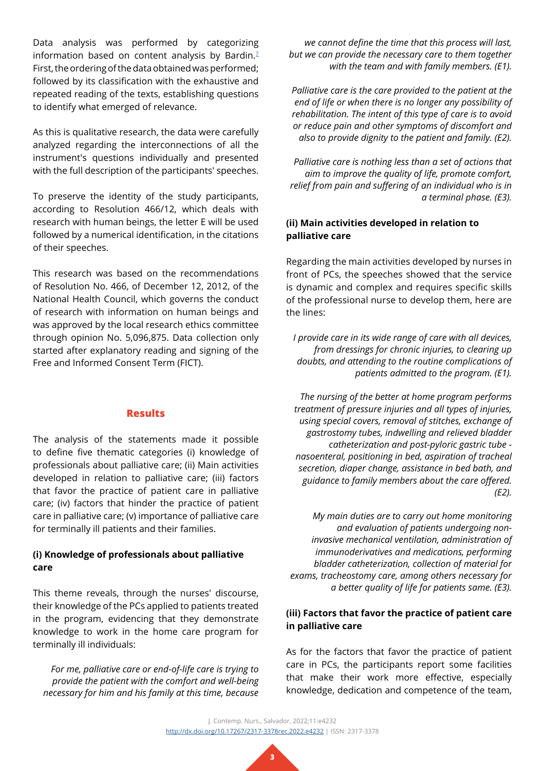Data analysis was performed by categorizing information based on content analysis by Bardin.[7] First, the ordering of the data obtained was performed; followed by its classification with the exhaustive and repeated reading of the texts, establishing questions to identify what emerged of relevance.

As this is qualitative research, the data were carefully analyzed regarding the interconnections of all the instrument's questions individually and presented with the full description of the participants' speeches.

To preserve the identity of the study participants, according to Resolution 466/12, which deals with research with human beings, the letter E will be used followed by a numerical identification, in the citations of their speeches.

This research was based on the recommendations of Resolution No. 466, of December 12, 2012, of the National Health Council, which governs the conduct of research with information on human beings and was approved by the local research ethics committee through opinion No. 5,096,875. Data collection only started after explanatory reading and signing of the Free and Informed Consent Term (FICT).

## Results

The analysis of the statements made it possible to define five thematic categories (i) knowledge of professionals about palliative care; (ii) Main activities developed in relation to palliative care; (iii) factors that favor the practice of patient care in palliative care; (iv) factors that hinder the practice of patient care in palliative care; (v) importance of palliative care for terminally ill patients and their families.

### (i) Knowledge of professionals about palliative care

This theme reveals, through the nurses' discourse, their knowledge of the PCs applied to patients treated in the program, evidencing that they demonstrate knowledge to work in the home care program for terminally ill individuals:

> *For me, palliative care or end-of-life care is trying to provide the patient with the comfort and well-being necessary for him and his family at this time, because we cannot define the time that this process will last, but we can provide the necessary care to them together with the team and with family members. (E1).*

> *Palliative care is the care provided to the patient at the end of life or when there is no longer any possibility of rehabilitation. The intent of this type of care is to avoid or reduce pain and other symptoms of discomfort and also to provide dignity to the patient and family. (E2).*

> *Palliative care is nothing less than a set of actions that aim to improve the quality of life, promote comfort, relief from pain and suffering of an individual who is in a terminal phase. (E3).*

### (ii) Main activities developed in relation to palliative care

Regarding the main activities developed by nurses in front of PCs, the speeches showed that the service is dynamic and complex and requires specific skills of the professional nurse to develop them, here are the lines:

> *I provide care in its wide range of care with all devices, from dressings for chronic injuries, to clearing up doubts, and attending to the routine complications of patients admitted to the program. (E1).*

> *The nursing of the better at home program performs treatment of pressure injuries and all types of injuries, using special covers, removal of stitches, exchange of gastrostomy tubes, indwelling and relieved bladder catheterization and post-pyloric gastric tube - nasoenteral, positioning in bed, aspiration of tracheal secretion, diaper change, assistance in bed bath, and guidance to family members about the care offered. (E2).*

> *My main duties are to carry out home monitoring and evaluation of patients undergoing non-invasive mechanical ventilation, administration of immunoderivatives and medications, performing bladder catheterization, collection of material for exams, tracheostomy care, among others necessary for a better quality of life for patients same. (E3).*

### (iii) Factors that favor the practice of patient care in palliative care

As for the factors that favor the practice of patient care in PCs, the participants report some facilities that make their work more effective, especially knowledge, dedication and competence of the team,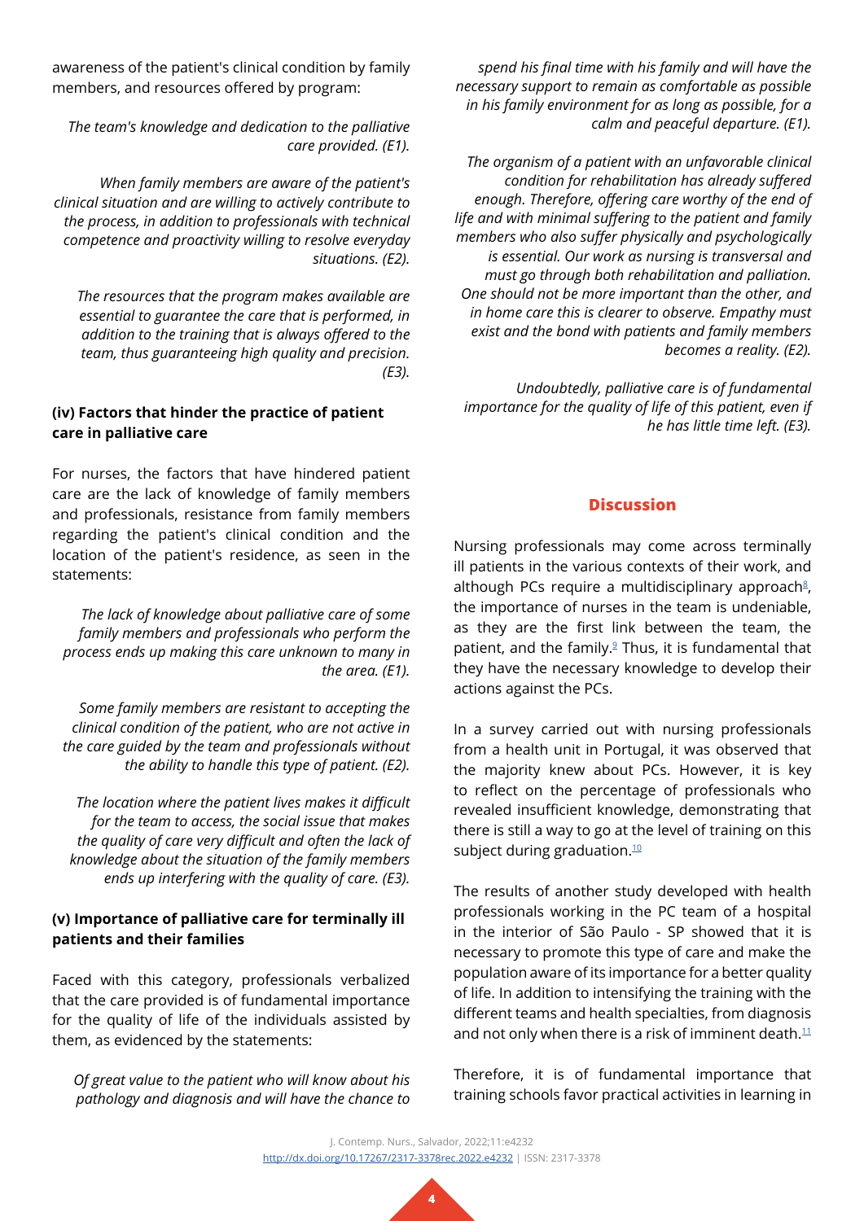awareness of the patient's clinical condition by family members, and resources offered by program:

*The team's knowledge and dedication to the palliative care provided. (E1).*

*When family members are aware of the patient's clinical situation and are willing to actively contribute to the process, in addition to professionals with technical competence and proactivity willing to resolve everyday situations. (E2).*

*The resources that the program makes available are essential to guarantee the care that is performed, in addition to the training that is always offered to the team, thus guaranteeing high quality and precision. (E3).*

**(iv) Factors that hinder the practice of patient care in palliative care**

For nurses, the factors that have hindered patient care are the lack of knowledge of family members and professionals, resistance from family members regarding the patient's clinical condition and the location of the patient's residence, as seen in the statements:

*The lack of knowledge about palliative care of some family members and professionals who perform the process ends up making this care unknown to many in the area. (E1).*

*Some family members are resistant to accepting the clinical condition of the patient, who are not active in the care guided by the team and professionals without the ability to handle this type of patient. (E2).*

*The location where the patient lives makes it difficult for the team to access, the social issue that makes the quality of care very difficult and often the lack of knowledge about the situation of the family members ends up interfering with the quality of care. (E3).*

**(v) Importance of palliative care for terminally ill patients and their families**

Faced with this category, professionals verbalized that the care provided is of fundamental importance for the quality of life of the individuals assisted by them, as evidenced by the statements:

*Of great value to the patient who will know about his pathology and diagnosis and will have the chance to spend his final time with his family and will have the necessary support to remain as comfortable as possible in his family environment for as long as possible, for a calm and peaceful departure. (E1).*

*The organism of a patient with an unfavorable clinical condition for rehabilitation has already suffered enough. Therefore, offering care worthy of the end of life and with minimal suffering to the patient and family members who also suffer physically and psychologically is essential. Our work as nursing is transversal and must go through both rehabilitation and palliation. One should not be more important than the other, and in home care this is clearer to observe. Empathy must exist and the bond with patients and family members becomes a reality. (E2).*

*Undoubtedly, palliative care is of fundamental importance for the quality of life of this patient, even if he has little time left. (E3).*

## Discussion

Nursing professionals may come across terminally ill patients in the various contexts of their work, and although PCs require a multidisciplinary approach[8], the importance of nurses in the team is undeniable, as they are the first link between the team, the patient, and the family.[9] Thus, it is fundamental that they have the necessary knowledge to develop their actions against the PCs.

In a survey carried out with nursing professionals from a health unit in Portugal, it was observed that the majority knew about PCs. However, it is key to reflect on the percentage of professionals who revealed insufficient knowledge, demonstrating that there is still a way to go at the level of training on this subject during graduation.[10]

The results of another study developed with health professionals working in the PC team of a hospital in the interior of São Paulo - SP showed that it is necessary to promote this type of care and make the population aware of its importance for a better quality of life. In addition to intensifying the training with the different teams and health specialties, from diagnosis and not only when there is a risk of imminent death.[11]

Therefore, it is of fundamental importance that training schools favor practical activities in learning in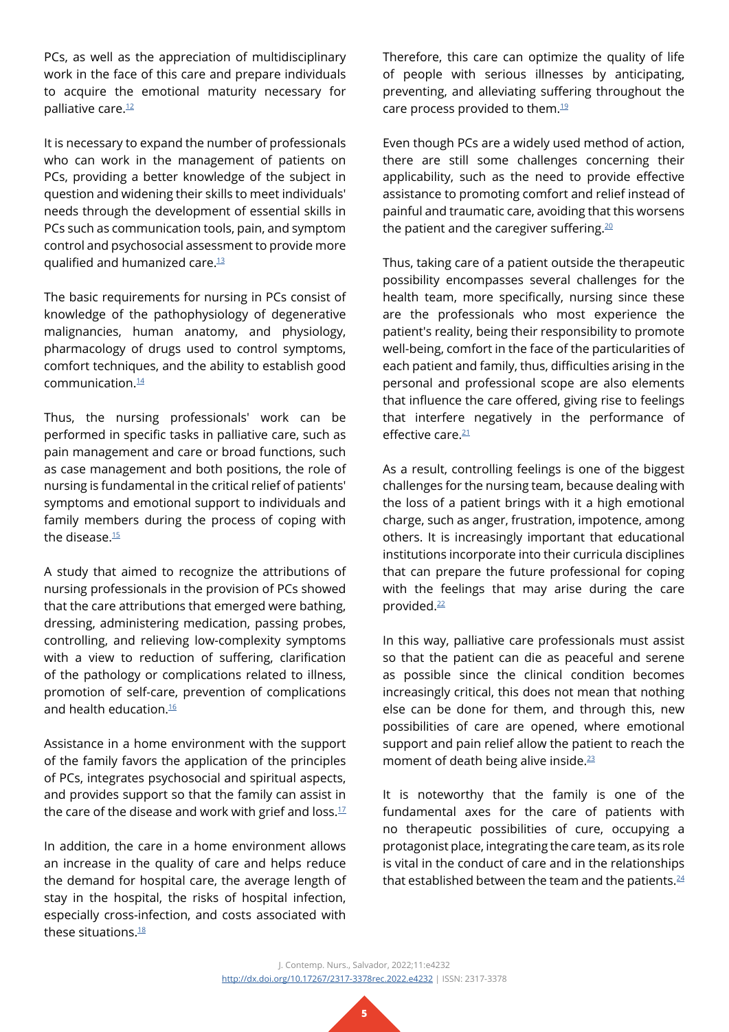PCs, as well as the appreciation of multidisciplinary work in the face of this care and prepare individuals to acquire the emotional maturity necessary for palliative care.[12]

It is necessary to expand the number of professionals who can work in the management of patients on PCs, providing a better knowledge of the subject in question and widening their skills to meet individuals' needs through the development of essential skills in PCs such as communication tools, pain, and symptom control and psychosocial assessment to provide more qualified and humanized care.[13]

The basic requirements for nursing in PCs consist of knowledge of the pathophysiology of degenerative malignancies, human anatomy, and physiology, pharmacology of drugs used to control symptoms, comfort techniques, and the ability to establish good communication.[14]

Thus, the nursing professionals' work can be performed in specific tasks in palliative care, such as pain management and care or broad functions, such as case management and both positions, the role of nursing is fundamental in the critical relief of patients' symptoms and emotional support to individuals and family members during the process of coping with the disease.[15]

A study that aimed to recognize the attributions of nursing professionals in the provision of PCs showed that the care attributions that emerged were bathing, dressing, administering medication, passing probes, controlling, and relieving low-complexity symptoms with a view to reduction of suffering, clarification of the pathology or complications related to illness, promotion of self-care, prevention of complications and health education.[16]

Assistance in a home environment with the support of the family favors the application of the principles of PCs, integrates psychosocial and spiritual aspects, and provides support so that the family can assist in the care of the disease and work with grief and loss.[17]

In addition, the care in a home environment allows an increase in the quality of care and helps reduce the demand for hospital care, the average length of stay in the hospital, the risks of hospital infection, especially cross-infection, and costs associated with these situations.[18]

Therefore, this care can optimize the quality of life of people with serious illnesses by anticipating, preventing, and alleviating suffering throughout the care process provided to them.[19]

Even though PCs are a widely used method of action, there are still some challenges concerning their applicability, such as the need to provide effective assistance to promoting comfort and relief instead of painful and traumatic care, avoiding that this worsens the patient and the caregiver suffering.[20]

Thus, taking care of a patient outside the therapeutic possibility encompasses several challenges for the health team, more specifically, nursing since these are the professionals who most experience the patient's reality, being their responsibility to promote well-being, comfort in the face of the particularities of each patient and family, thus, difficulties arising in the personal and professional scope are also elements that influence the care offered, giving rise to feelings that interfere negatively in the performance of effective care.[21]

As a result, controlling feelings is one of the biggest challenges for the nursing team, because dealing with the loss of a patient brings with it a high emotional charge, such as anger, frustration, impotence, among others. It is increasingly important that educational institutions incorporate into their curricula disciplines that can prepare the future professional for coping with the feelings that may arise during the care provided.[22]

In this way, palliative care professionals must assist so that the patient can die as peaceful and serene as possible since the clinical condition becomes increasingly critical, this does not mean that nothing else can be done for them, and through this, new possibilities of care are opened, where emotional support and pain relief allow the patient to reach the moment of death being alive inside.[23]

It is noteworthy that the family is one of the fundamental axes for the care of patients with no therapeutic possibilities of cure, occupying a protagonist place, integrating the care team, as its role is vital in the conduct of care and in the relationships that established between the team and the patients.[24]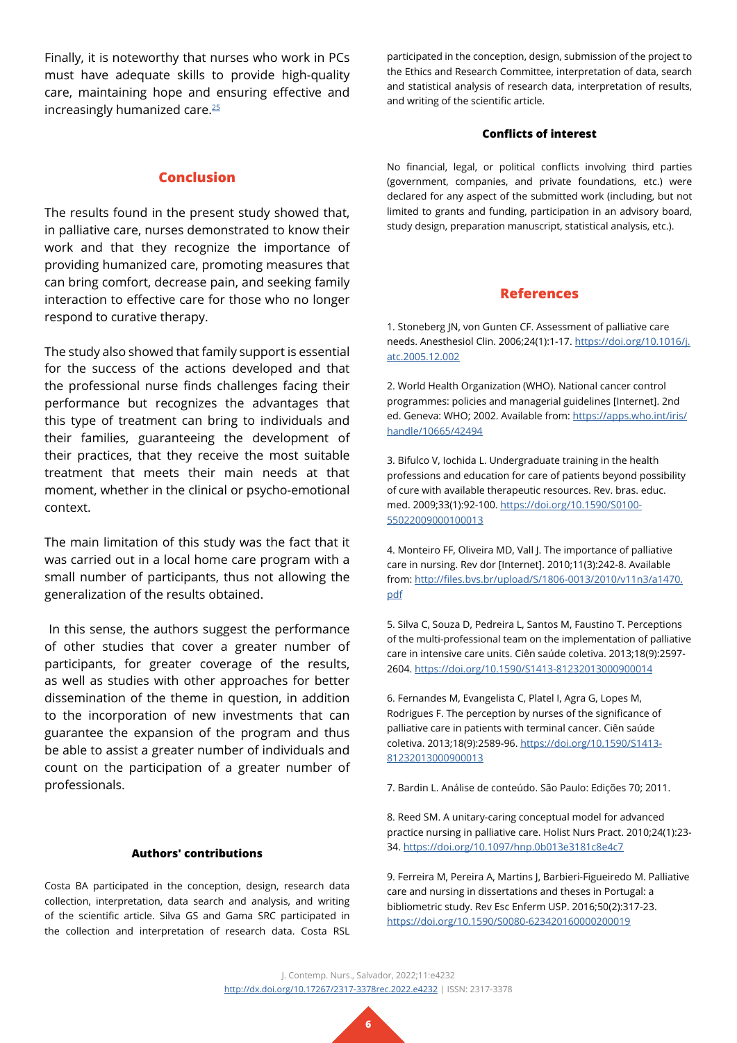Finally, it is noteworthy that nurses who work in PCs must have adequate skills to provide high-quality care, maintaining hope and ensuring effective and increasingly humanized care.[25]

## Conclusion

The results found in the present study showed that, in palliative care, nurses demonstrated to know their work and that they recognize the importance of providing humanized care, promoting measures that can bring comfort, decrease pain, and seeking family interaction to effective care for those who no longer respond to curative therapy.

The study also showed that family support is essential for the success of the actions developed and that the professional nurse finds challenges facing their performance but recognizes the advantages that this type of treatment can bring to individuals and their families, guaranteeing the development of their practices, that they receive the most suitable treatment that meets their main needs at that moment, whether in the clinical or psycho-emotional context.

The main limitation of this study was the fact that it was carried out in a local home care program with a small number of participants, thus not allowing the generalization of the results obtained.

In this sense, the authors suggest the performance of other studies that cover a greater number of participants, for greater coverage of the results, as well as studies with other approaches for better dissemination of the theme in question, in addition to the incorporation of new investments that can guarantee the expansion of the program and thus be able to assist a greater number of individuals and count on the participation of a greater number of professionals.

### Authors' contributions

Costa BA participated in the conception, design, research data collection, interpretation, data search and analysis, and writing of the scientific article. Silva GS and Gama SRC participated in the collection and interpretation of research data. Costa RSL participated in the conception, design, submission of the project to the Ethics and Research Committee, interpretation of data, search and statistical analysis of research data, interpretation of results, and writing of the scientific article.

### Conflicts of interest

No financial, legal, or political conflicts involving third parties (government, companies, and private foundations, etc.) were declared for any aspect of the submitted work (including, but not limited to grants and funding, participation in an advisory board, study design, preparation manuscript, statistical analysis, etc.).

## References

1. Stoneberg JN, von Gunten CF. Assessment of palliative care needs. Anesthesiol Clin. 2006;24(1):1-17. https://doi.org/10.1016/j.atc.2005.12.002

2. World Health Organization (WHO). National cancer control programmes: policies and managerial guidelines [Internet]. 2nd ed. Geneva: WHO; 2002. Available from: https://apps.who.int/iris/handle/10665/42494

3. Bifulco V, Iochida L. Undergraduate training in the health professions and education for care of patients beyond possibility of cure with available therapeutic resources. Rev. bras. educ. med. 2009;33(1):92-100. https://doi.org/10.1590/S0100-55022009000100013

4. Monteiro FF, Oliveira MD, Vall J. The importance of palliative care in nursing. Rev dor [Internet]. 2010;11(3):242-8. Available from: http://files.bvs.br/upload/S/1806-0013/2010/v11n3/a1470.pdf

5. Silva C, Souza D, Pedreira L, Santos M, Faustino T. Perceptions of the multi-professional team on the implementation of palliative care in intensive care units. Ciên saúde coletiva. 2013;18(9):2597-2604. https://doi.org/10.1590/S1413-81232013000900014

6. Fernandes M, Evangelista C, Platel I, Agra G, Lopes M, Rodrigues F. The perception by nurses of the significance of palliative care in patients with terminal cancer. Ciên saúde coletiva. 2013;18(9):2589-96. https://doi.org/10.1590/S1413-81232013000900013

7. Bardin L. Análise de conteúdo. São Paulo: Edições 70; 2011.

8. Reed SM. A unitary-caring conceptual model for advanced practice nursing in palliative care. Holist Nurs Pract. 2010;24(1):23-34. https://doi.org/10.1097/hnp.0b013e3181c8e4c7

9. Ferreira M, Pereira A, Martins J, Barbieri-Figueiredo M. Palliative care and nursing in dissertations and theses in Portugal: a bibliometric study. Rev Esc Enferm USP. 2016;50(2):317-23. https://doi.org/10.1590/S0080-623420160000200019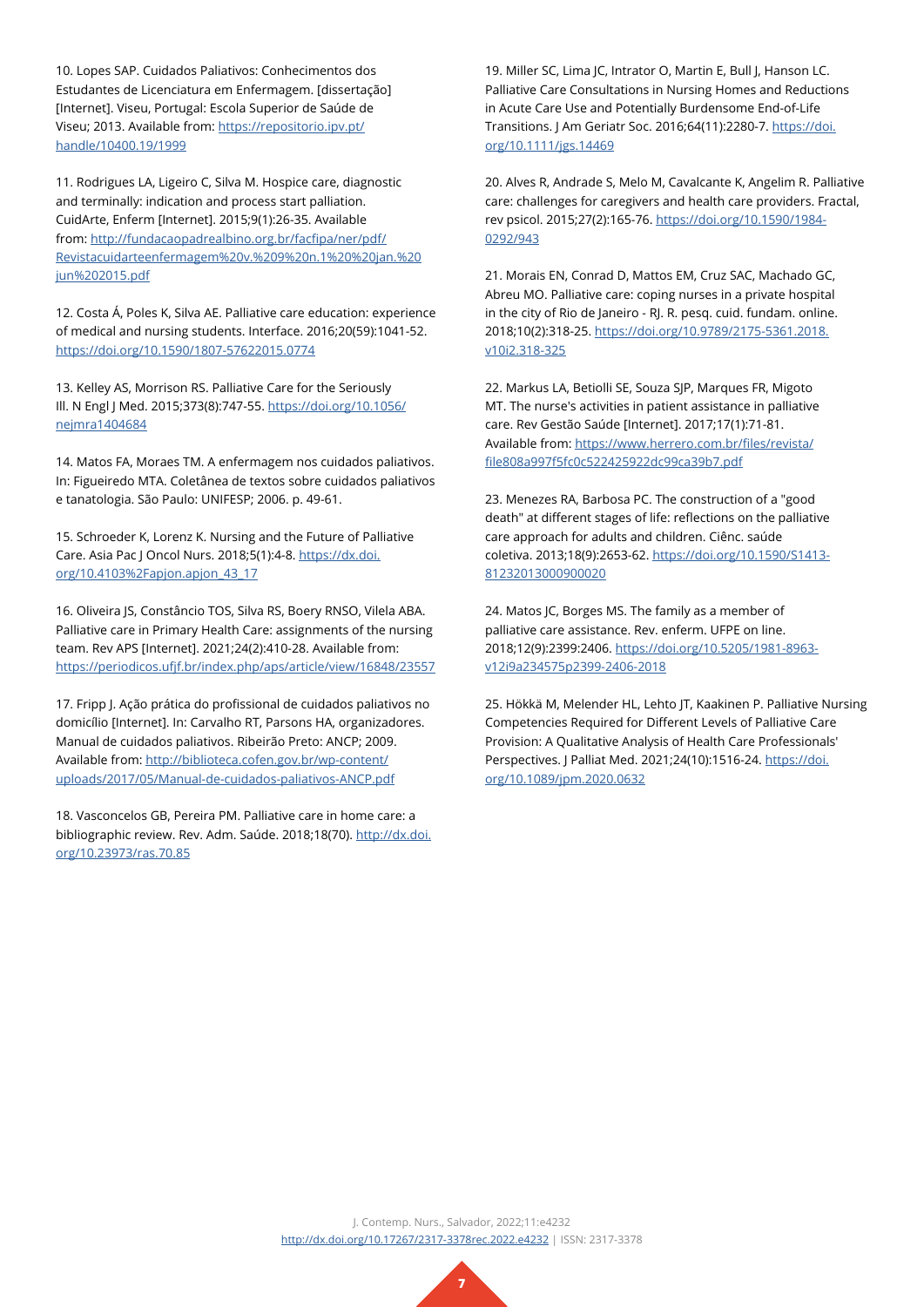10. Lopes SAP. Cuidados Paliativos: Conhecimentos dos Estudantes de Licenciatura em Enfermagem. [dissertação] [Internet]. Viseu, Portugal: Escola Superior de Saúde de Viseu; 2013. Available from: https://repositorio.ipv.pt/handle/10400.19/1999

11. Rodrigues LA, Ligeiro C, Silva M. Hospice care, diagnostic and terminally: indication and process start palliation. CuidArte, Enferm [Internet]. 2015;9(1):26-35. Available from: http://fundacaopadrealbino.org.br/facfipa/ner/pdf/Revistacuidarteenfermagem%20v.%209%20n.1%20%20jan.%20jun%202015.pdf

12. Costa Á, Poles K, Silva AE. Palliative care education: experience of medical and nursing students. Interface. 2016;20(59):1041-52. https://doi.org/10.1590/1807-57622015.0774

13. Kelley AS, Morrison RS. Palliative Care for the Seriously Ill. N Engl J Med. 2015;373(8):747-55. https://doi.org/10.1056/nejmra1404684

14. Matos FA, Moraes TM. A enfermagem nos cuidados paliativos. In: Figueiredo MTA. Coletânea de textos sobre cuidados paliativos e tanatologia. São Paulo: UNIFESP; 2006. p. 49-61.

15. Schroeder K, Lorenz K. Nursing and the Future of Palliative Care. Asia Pac J Oncol Nurs. 2018;5(1):4-8. https://dx.doi.org/10.4103%2Fapjon.apjon_43_17

16. Oliveira JS, Constâncio TOS, Silva RS, Boery RNSO, Vilela ABA. Palliative care in Primary Health Care: assignments of the nursing team. Rev APS [Internet]. 2021;24(2):410-28. Available from: https://periodicos.ufjf.br/index.php/aps/article/view/16848/23557

17. Fripp J. Ação prática do profissional de cuidados paliativos no domicílio [Internet]. In: Carvalho RT, Parsons HA, organizadores. Manual de cuidados paliativos. Ribeirão Preto: ANCP; 2009. Available from: http://biblioteca.cofen.gov.br/wp-content/uploads/2017/05/Manual-de-cuidados-paliativos-ANCP.pdf

18. Vasconcelos GB, Pereira PM. Palliative care in home care: a bibliographic review. Rev. Adm. Saúde. 2018;18(70). http://dx.doi.org/10.23973/ras.70.85

19. Miller SC, Lima JC, Intrator O, Martin E, Bull J, Hanson LC. Palliative Care Consultations in Nursing Homes and Reductions in Acute Care Use and Potentially Burdensome End-of-Life Transitions. J Am Geriatr Soc. 2016;64(11):2280-7. https://doi.org/10.1111/jgs.14469

20. Alves R, Andrade S, Melo M, Cavalcante K, Angelim R. Palliative care: challenges for caregivers and health care providers. Fractal, rev psicol. 2015;27(2):165-76. https://doi.org/10.1590/1984-0292/943

21. Morais EN, Conrad D, Mattos EM, Cruz SAC, Machado GC, Abreu MO. Palliative care: coping nurses in a private hospital in the city of Rio de Janeiro - RJ. R. pesq. cuid. fundam. online. 2018;10(2):318-25. https://doi.org/10.9789/2175-5361.2018.v10i2.318-325

22. Markus LA, Betiolli SE, Souza SJP, Marques FR, Migoto MT. The nurse's activities in patient assistance in palliative care. Rev Gestão Saúde [Internet]. 2017;17(1):71-81. Available from: https://www.herrero.com.br/files/revista/file808a997f5fc0c522425922dc99ca39b7.pdf

23. Menezes RA, Barbosa PC. The construction of a "good death" at different stages of life: reflections on the palliative care approach for adults and children. Ciênc. saúde coletiva. 2013;18(9):2653-62. https://doi.org/10.1590/S1413-81232013000900020

24. Matos JC, Borges MS. The family as a member of palliative care assistance. Rev. enferm. UFPE on line. 2018;12(9):2399:2406. https://doi.org/10.5205/1981-8963-v12i9a234575p2399-2406-2018

25. Hökkä M, Melender HL, Lehto JT, Kaakinen P. Palliative Nursing Competencies Required for Different Levels of Palliative Care Provision: A Qualitative Analysis of Health Care Professionals' Perspectives. J Palliat Med. 2021;24(10):1516-24. https://doi.org/10.1089/jpm.2020.0632